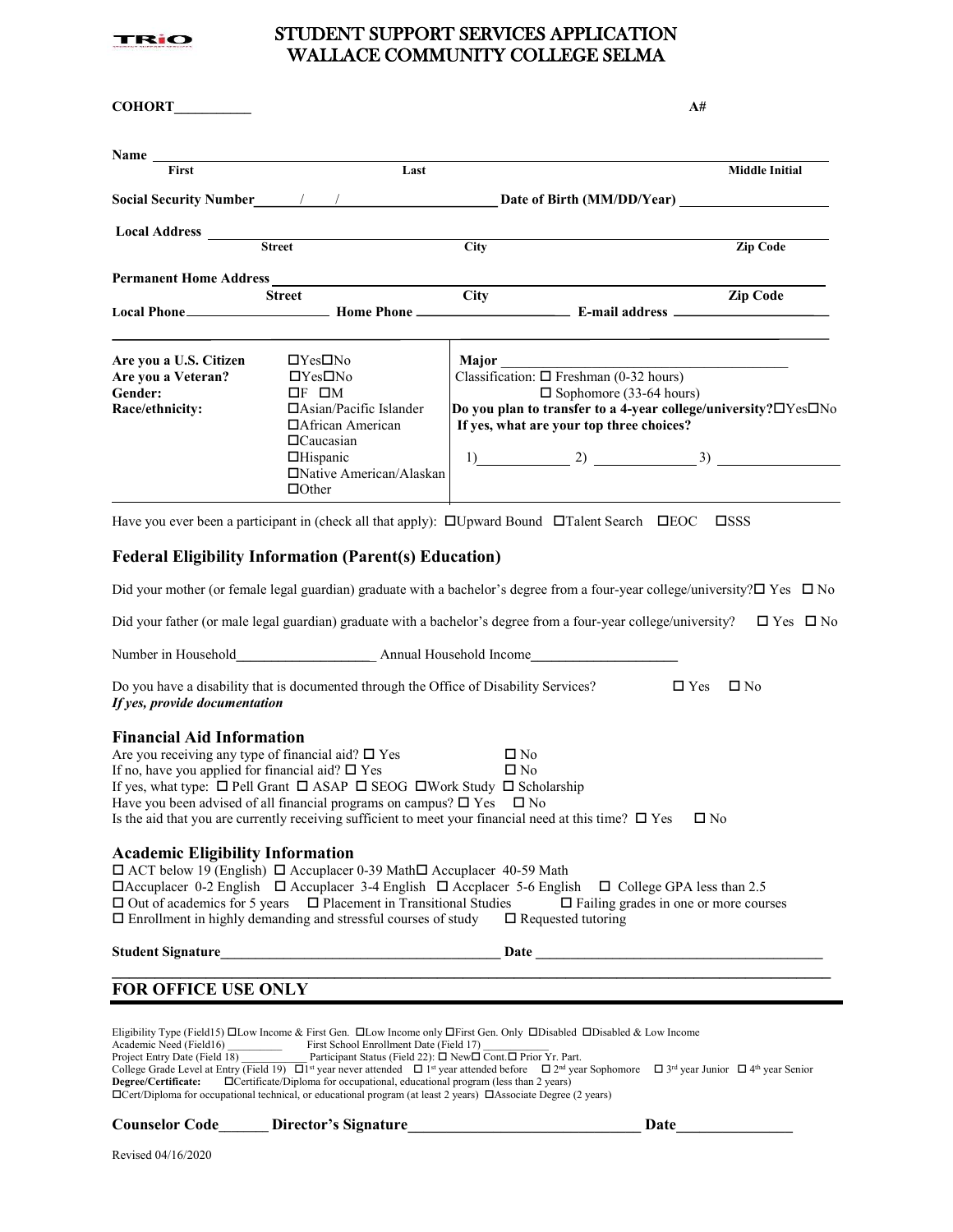# STUDENT SUPPORT SERVICES APPLICATION
# WALLACE COMMUNITY COLLEGE SELMA

**COHORT**\_\_\_\_\_\_\_\_\_\_ **A#**

**Name** \_\_\_\_\_\_\_\_\_\_\_\_\_\_\_\_\_\_\_\_\_\_\_\_\_\_\_\_\_\_\_\_\_\_\_\_\_\_\_\_\_\_\_\_\_\_\_\_\_\_\_\_\_\_\_\_\_\_\_\_
**First** **Last** **Middle Initial**

**Social Security Number**\_\_\_\_/\_\_\_\_/\_\_\_\_\_\_\_\_ **Date of Birth (MM/DD/Year)** \_\_\_\_\_\_\_\_\_\_\_\_

**Local Address** \_\_\_\_\_\_\_\_\_\_\_\_\_\_\_\_\_\_\_\_\_\_\_\_\_\_\_\_\_\_\_\_\_\_\_\_\_\_\_\_\_\_\_\_\_\_\_\_\_\_\_\_\_\_\_\_\_\_\_\_
**Street** **City** **Zip Code**

**Permanent Home Address** \_\_\_\_\_\_\_\_\_\_\_\_\_\_\_\_\_\_\_\_\_\_\_\_\_\_\_\_\_\_\_\_\_\_\_\_\_\_\_\_\_\_\_\_\_\_\_\_\_\_\_\_\_\_
**Street** **City** **Zip Code**

**Local Phone**\_\_\_\_\_\_\_\_\_\_\_\_\_\_\_\_ **Home Phone** \_\_\_\_\_\_\_\_\_\_\_\_\_\_\_\_ **E-mail address** \_\_\_\_\_\_\_\_\_\_\_\_\_\_\_\_

| | | |
|---|---|---|
| **Are you a U.S. Citizen** | ☐Yes☐No | **Major** \_\_\_\_\_\_\_\_\_\_\_\_\_\_\_\_\_\_\_\_\_\_\_\_ |
| **Are you a Veteran?** | ☐Yes☐No | Classification: ☐ Freshman (0-32 hours) |
| **Gender:** | ☐F ☐M | ☐ Sophomore (33-64 hours) |
| **Race/ethnicity:** | ☐Asian/Pacific Islander<br>☐African American<br>☐Caucasian<br>☐Hispanic<br>☐Native American/Alaskan<br>☐Other | **Do you plan to transfer to a 4-year college/university?**☐Yes☐No<br>**If yes, what are your top three choices?**<br>1)\_\_\_\_\_\_\_\_\_\_ 2) \_\_\_\_\_\_\_\_\_\_ 3) \_\_\_\_\_\_\_\_\_\_ |

Have you ever been a participant in (check all that apply): ☐Upward Bound ☐Talent Search ☐EOC ☐SSS

## Federal Eligibility Information (Parent(s) Education)

Did your mother (or female legal guardian) graduate with a bachelor's degree from a four-year college/university? ☐ Yes ☐ No

Did your father (or male legal guardian) graduate with a bachelor's degree from a four-year college/university? ☐ Yes ☐ No

Number in Household\_\_\_\_\_\_\_\_\_\_\_\_\_\_\_\_ Annual Household Income\_\_\_\_\_\_\_\_\_\_\_\_\_\_\_\_

Do you have a disability that is documented through the Office of Disability Services? ☐ Yes ☐ No
***If yes, provide documentation***

## Financial Aid Information

Are you receiving any type of financial aid? ☐ Yes ☐ No
If no, have you applied for financial aid? ☐ Yes ☐ No
If yes, what type: ☐ Pell Grant ☐ ASAP ☐ SEOG ☐Work Study ☐ Scholarship
Have you been advised of all financial programs on campus? ☐ Yes ☐ No
Is the aid that you are currently receiving sufficient to meet your financial need at this time? ☐ Yes ☐ No

## Academic Eligibility Information

☐ ACT below 19 (English) ☐ Accuplacer 0-39 Math☐ Accuplacer 40-59 Math
☐Accuplacer 0-2 English ☐ Accuplacer 3-4 English ☐ Accplacer 5-6 English ☐ College GPA less than 2.5
☐ Out of academics for 5 years ☐ Placement in Transitional Studies ☐ Failing grades in one or more courses
☐ Enrollment in highly demanding and stressful courses of study ☐ Requested tutoring

**Student Signature**\_\_\_\_\_\_\_\_\_\_\_\_\_\_\_\_\_\_\_\_\_\_\_\_ **Date** \_\_\_\_\_\_\_\_\_\_\_\_\_\_\_\_\_\_\_\_\_\_\_\_

## FOR OFFICE USE ONLY

Eligibility Type (Field15) ☐Low Income & First Gen. ☐Low Income only ☐First Gen. Only ☐Disabled ☐Disabled & Low Income
Academic Need (Field16) \_\_\_\_\_\_\_\_ First School Enrollment Date (Field 17) \_\_\_\_\_\_\_\_
Project Entry Date (Field 18) \_\_\_\_\_\_\_\_ Participant Status (Field 22): ☐ New☐ Cont.☐ Prior Yr. Part.
College Grade Level at Entry (Field 19) ☐1st year never attended ☐ 1st year attended before ☐ 2nd year Sophomore ☐ 3rd year Junior ☐ 4th year Senior
**Degree/Certificate:** ☐Certificate/Diploma for occupational, educational program (less than 2 years)
☐Cert/Diploma for occupational technical, or educational program (at least 2 years) ☐Associate Degree (2 years)

**Counselor Code**\_\_\_\_\_\_ **Director's Signature**\_\_\_\_\_\_\_\_\_\_\_\_\_\_\_\_\_\_\_\_\_\_\_\_ **Date**\_\_\_\_\_\_\_\_\_\_\_\_

Revised 04/16/2020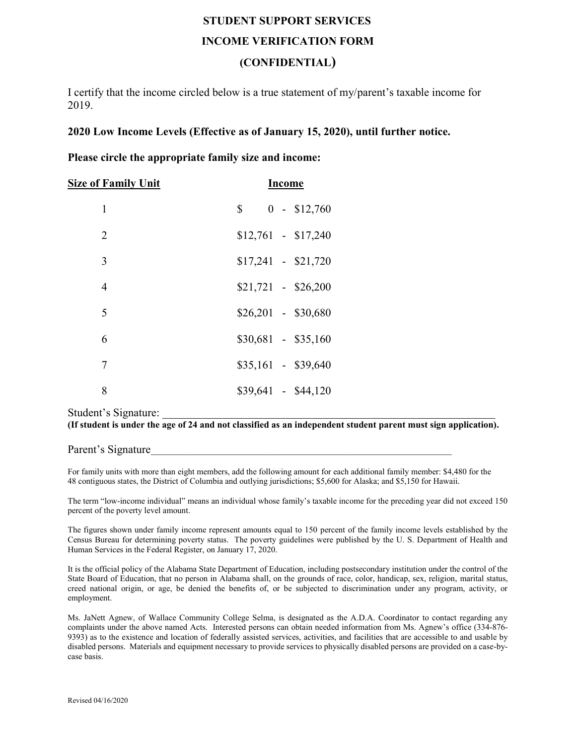# STUDENT SUPPORT SERVICES

# INCOME VERIFICATION FORM

# (CONFIDENTIAL)

I certify that the income circled below is a true statement of my/parent's taxable income for 2019.

**2020 Low Income Levels (Effective as of January 15, 2020), until further notice.**

**Please circle the appropriate family size and income:**

| Size of Family Unit | Income |
|---|---|
| 1 | $ 0 - $12,760 |
| 2 | $12,761 - $17,240 |
| 3 | $17,241 - $21,720 |
| 4 | $21,721 - $26,200 |
| 5 | $26,201 - $30,680 |
| 6 | $30,681 - $35,160 |
| 7 | $35,161 - $39,640 |
| 8 | $39,641 - $44,120 |

Student's Signature: ___________________________________________________________

**(If student is under the age of 24 and not classified as an independent student parent must sign application).**

Parent's Signature_______________________________________________________

For family units with more than eight members, add the following amount for each additional family member: $4,480 for the 48 contiguous states, the District of Columbia and outlying jurisdictions; $5,600 for Alaska; and $5,150 for Hawaii.

The term "low-income individual" means an individual whose family's taxable income for the preceding year did not exceed 150 percent of the poverty level amount.

The figures shown under family income represent amounts equal to 150 percent of the family income levels established by the Census Bureau for determining poverty status. The poverty guidelines were published by the U. S. Department of Health and Human Services in the Federal Register, on January 17, 2020.

It is the official policy of the Alabama State Department of Education, including postsecondary institution under the control of the State Board of Education, that no person in Alabama shall, on the grounds of race, color, handicap, sex, religion, marital status, creed national origin, or age, be denied the benefits of, or be subjected to discrimination under any program, activity, or employment.

Ms. JaNett Agnew, of Wallace Community College Selma, is designated as the A.D.A. Coordinator to contact regarding any complaints under the above named Acts. Interested persons can obtain needed information from Ms. Agnew's office (334-876-9393) as to the existence and location of federally assisted services, activities, and facilities that are accessible to and usable by disabled persons. Materials and equipment necessary to provide services to physically disabled persons are provided on a case-by-case basis.

Revised 04/16/2020